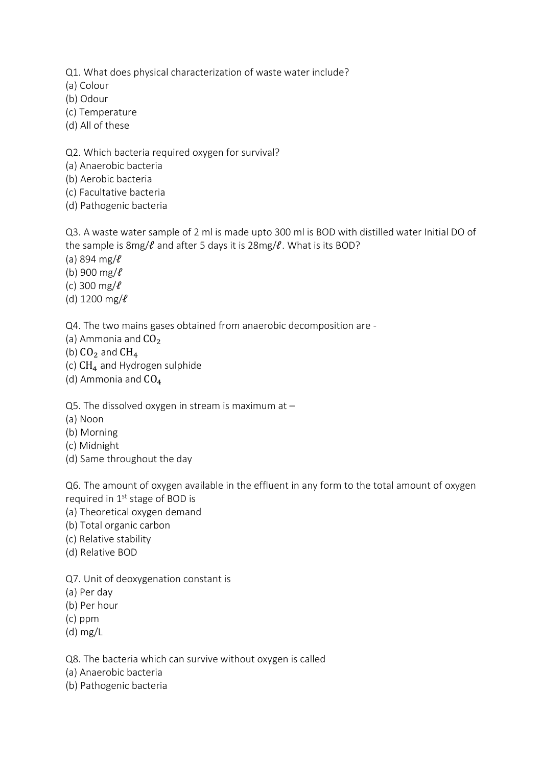Q1. What does physical characterization of waste water include?

(a) Colour

(b) Odour

(c) Temperature

(d) All of these

Q2. Which bacteria required oxygen for survival?

(a) Anaerobic bacteria

(b) Aerobic bacteria

(c) Facultative bacteria

(d) Pathogenic bacteria

Q3. A waste water sample of 2 ml is made upto 300 ml is BOD with distilled water Initial DO of the sample is 8mg/$\ell$ and after 5 days it is 28mg/$\ell$. What is its BOD?

(a) 894 mg/$\ell$

(b) 900 mg/$\ell$

(c) 300 mg/$\ell$

(d) 1200 mg/$\ell$

Q4. The two mains gases obtained from anaerobic decomposition are -

(a) Ammonia and $CO_2$

(b) $CO_2$ and $CH_4$

(c) $CH_4$ and Hydrogen sulphide

(d) Ammonia and $CO_4$

Q5. The dissolved oxygen in stream is maximum at –

(a) Noon

(b) Morning

(c) Midnight

(d) Same throughout the day

Q6. The amount of oxygen available in the effluent in any form to the total amount of oxygen required in 1st stage of BOD is

(a) Theoretical oxygen demand

(b) Total organic carbon

(c) Relative stability

(d) Relative BOD

Q7. Unit of deoxygenation constant is

(a) Per day

(b) Per hour

(c) ppm

(d) mg/L

Q8. The bacteria which can survive without oxygen is called

(a) Anaerobic bacteria

(b) Pathogenic bacteria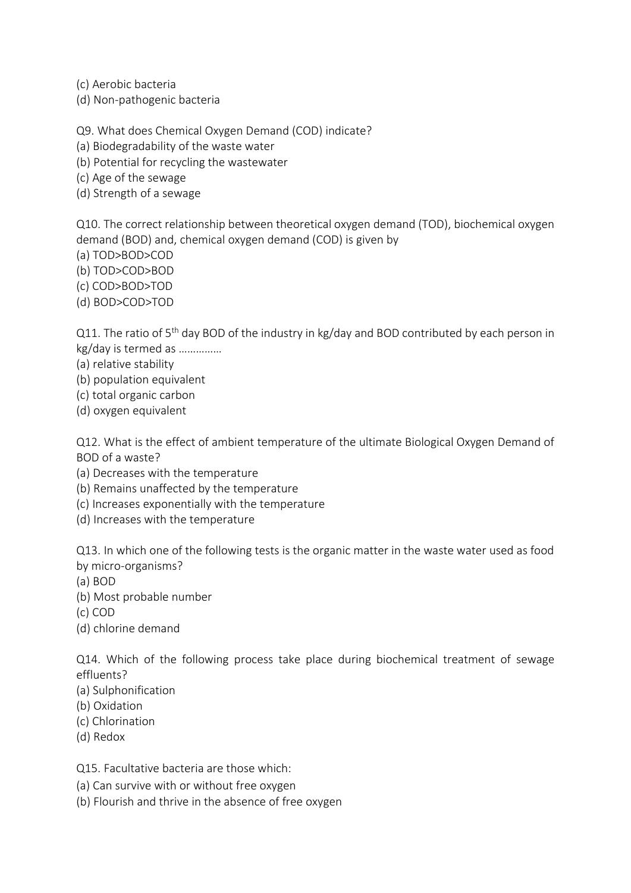(c) Aerobic bacteria
(d) Non-pathogenic bacteria

Q9. What does Chemical Oxygen Demand (COD) indicate?
(a) Biodegradability of the waste water
(b) Potential for recycling the wastewater
(c) Age of the sewage
(d) Strength of a sewage

Q10. The correct relationship between theoretical oxygen demand (TOD), biochemical oxygen demand (BOD) and, chemical oxygen demand (COD) is given by
(a) TOD>BOD>COD
(b) TOD>COD>BOD
(c) COD>BOD>TOD
(d) BOD>COD>TOD

Q11. The ratio of $5^{th}$ day BOD of the industry in kg/day and BOD contributed by each person in kg/day is termed as …………..
(a) relative stability
(b) population equivalent
(c) total organic carbon
(d) oxygen equivalent

Q12. What is the effect of ambient temperature of the ultimate Biological Oxygen Demand of BOD of a waste?
(a) Decreases with the temperature
(b) Remains unaffected by the temperature
(c) Increases exponentially with the temperature
(d) Increases with the temperature

Q13. In which one of the following tests is the organic matter in the waste water used as food by micro-organisms?
(a) BOD
(b) Most probable number
(c) COD
(d) chlorine demand

Q14. Which of the following process take place during biochemical treatment of sewage effluents?
(a) Sulphonification
(b) Oxidation
(c) Chlorination
(d) Redox

Q15. Facultative bacteria are those which:
(a) Can survive with or without free oxygen
(b) Flourish and thrive in the absence of free oxygen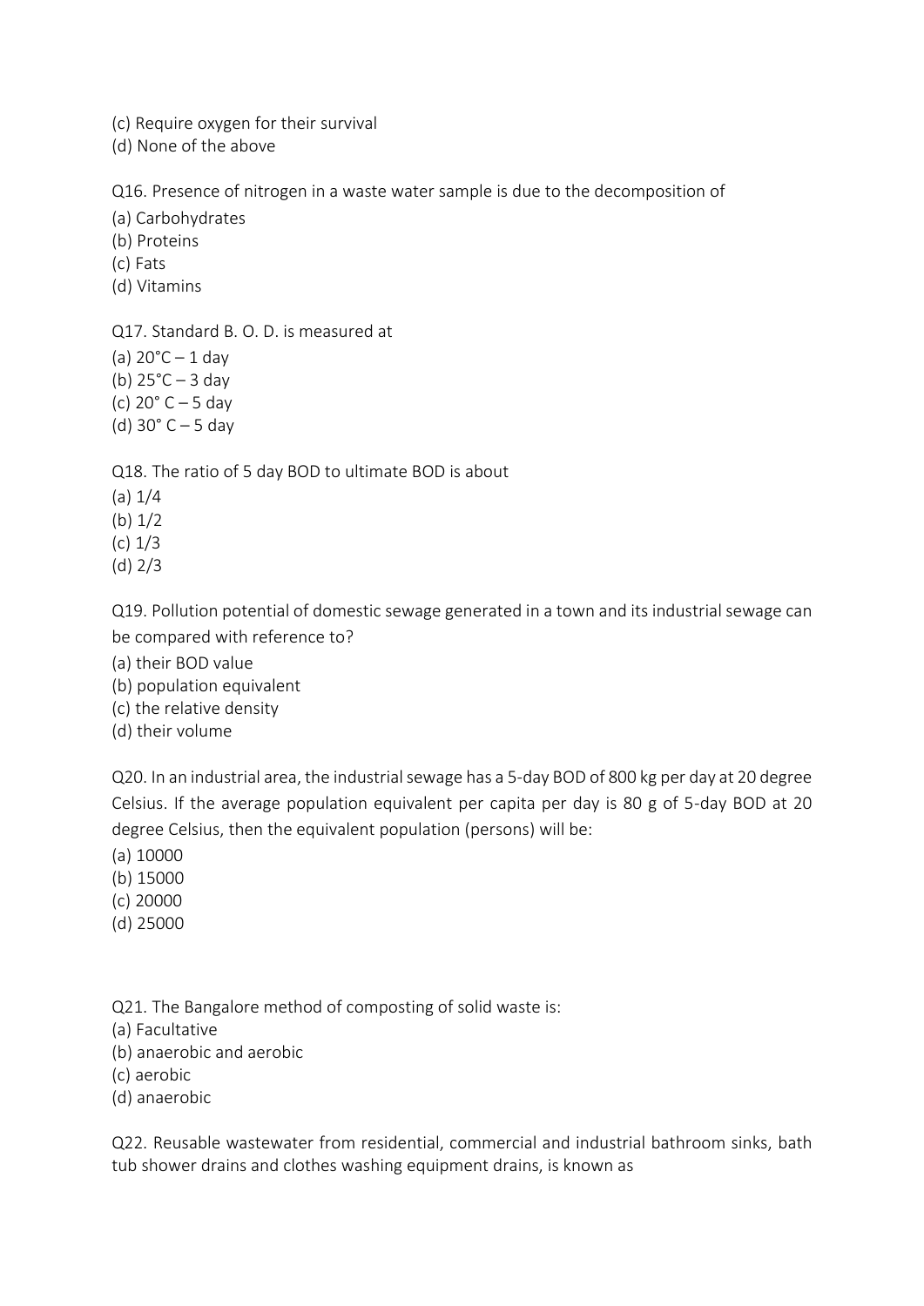(c) Require oxygen for their survival
(d) None of the above

Q16. Presence of nitrogen in a waste water sample is due to the decomposition of

(a) Carbohydrates
(b) Proteins
(c) Fats
(d) Vitamins

Q17. Standard B. O. D. is measured at

(a) 20°C – 1 day
(b) 25°C – 3 day
(c) 20° C – 5 day
(d) 30° C – 5 day

Q18. The ratio of 5 day BOD to ultimate BOD is about

(a) 1/4
(b) 1/2
(c) 1/3
(d) 2/3

Q19. Pollution potential of domestic sewage generated in a town and its industrial sewage can be compared with reference to?

(a) their BOD value
(b) population equivalent
(c) the relative density
(d) their volume

Q20. In an industrial area, the industrial sewage has a 5-day BOD of 800 kg per day at 20 degree Celsius. If the average population equivalent per capita per day is 80 g of 5-day BOD at 20 degree Celsius, then the equivalent population (persons) will be:

(a) 10000
(b) 15000
(c) 20000
(d) 25000

Q21. The Bangalore method of composting of solid waste is:

(a) Facultative
(b) anaerobic and aerobic
(c) aerobic
(d) anaerobic

Q22. Reusable wastewater from residential, commercial and industrial bathroom sinks, bath tub shower drains and clothes washing equipment drains, is known as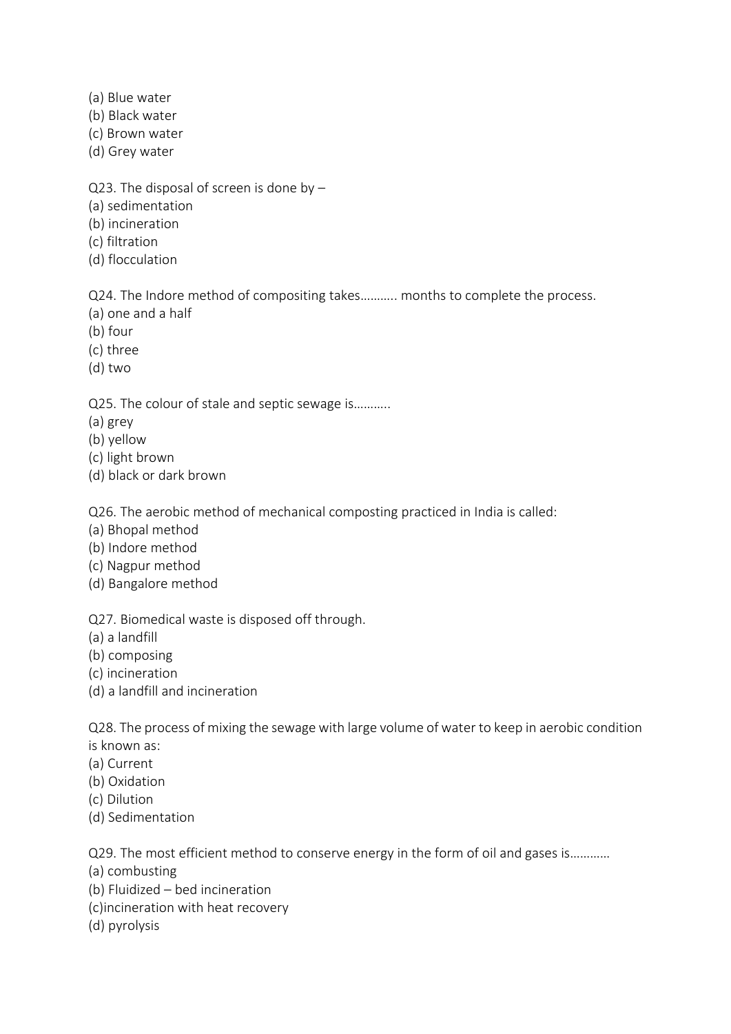(a) Blue water
(b) Black water
(c) Brown water
(d) Grey water

Q23. The disposal of screen is done by –
(a) sedimentation
(b) incineration
(c) filtration
(d) flocculation

Q24. The Indore method of compositing takes……….. months to complete the process.
(a) one and a half
(b) four
(c) three
(d) two

Q25. The colour of stale and septic sewage is………..
(a) grey
(b) yellow
(c) light brown
(d) black or dark brown

Q26. The aerobic method of mechanical composting practiced in India is called:
(a) Bhopal method
(b) Indore method
(c) Nagpur method
(d) Bangalore method

Q27. Biomedical waste is disposed off through.
(a) a landfill
(b) composing
(c) incineration
(d) a landfill and incineration

Q28. The process of mixing the sewage with large volume of water to keep in aerobic condition is known as:
(a) Current
(b) Oxidation
(c) Dilution
(d) Sedimentation

Q29. The most efficient method to conserve energy in the form of oil and gases is…………
(a) combusting
(b) Fluidized – bed incineration
(c)incineration with heat recovery
(d) pyrolysis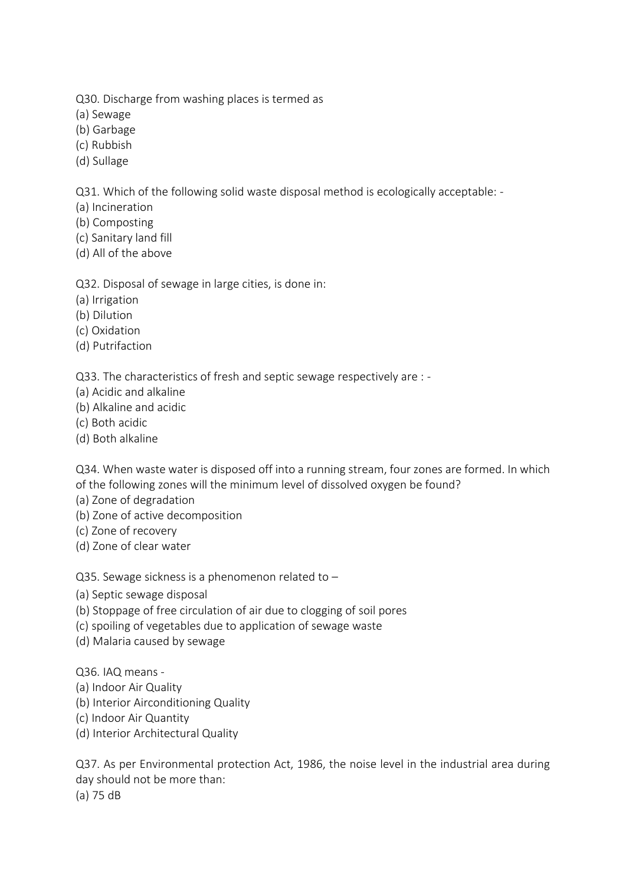Q30. Discharge from washing places is termed as

(a) Sewage
(b) Garbage
(c) Rubbish
(d) Sullage

Q31. Which of the following solid waste disposal method is ecologically acceptable: -

(a) Incineration
(b) Composting
(c) Sanitary land fill
(d) All of the above

Q32. Disposal of sewage in large cities, is done in:

(a) Irrigation
(b) Dilution
(c) Oxidation
(d) Putrifaction

Q33. The characteristics of fresh and septic sewage respectively are : -

(a) Acidic and alkaline
(b) Alkaline and acidic
(c) Both acidic
(d) Both alkaline

Q34. When waste water is disposed off into a running stream, four zones are formed. In which of the following zones will the minimum level of dissolved oxygen be found?

(a) Zone of degradation
(b) Zone of active decomposition
(c) Zone of recovery
(d) Zone of clear water

Q35. Sewage sickness is a phenomenon related to –

(a) Septic sewage disposal
(b) Stoppage of free circulation of air due to clogging of soil pores
(c) spoiling of vegetables due to application of sewage waste
(d) Malaria caused by sewage

Q36. IAQ means -

(a) Indoor Air Quality
(b) Interior Airconditioning Quality
(c) Indoor Air Quantity
(d) Interior Architectural Quality

Q37. As per Environmental protection Act, 1986, the noise level in the industrial area during day should not be more than:

(a) 75 dB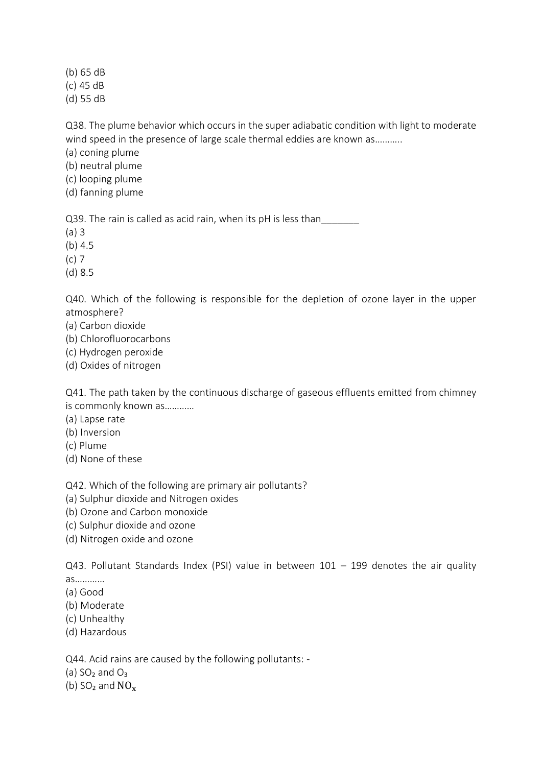(b) 65 dB
(c) 45 dB
(d) 55 dB

Q38. The plume behavior which occurs in the super adiabatic condition with light to moderate wind speed in the presence of large scale thermal eddies are known as………..
(a) coning plume
(b) neutral plume
(c) looping plume
(d) fanning plume

Q39. The rain is called as acid rain, when its pH is less than_______
(a) 3
(b) 4.5
(c) 7
(d) 8.5

Q40. Which of the following is responsible for the depletion of ozone layer in the upper atmosphere?
(a) Carbon dioxide
(b) Chlorofluorocarbons
(c) Hydrogen peroxide
(d) Oxides of nitrogen

Q41. The path taken by the continuous discharge of gaseous effluents emitted from chimney is commonly known as…………
(a) Lapse rate
(b) Inversion
(c) Plume
(d) None of these

Q42. Which of the following are primary air pollutants?
(a) Sulphur dioxide and Nitrogen oxides
(b) Ozone and Carbon monoxide
(c) Sulphur dioxide and ozone
(d) Nitrogen oxide and ozone

Q43. Pollutant Standards Index (PSI) value in between 101 – 199 denotes the air quality as…………
(a) Good
(b) Moderate
(c) Unhealthy
(d) Hazardous

Q44. Acid rains are caused by the following pollutants: -
(a) $SO_2$ and $O_3$
(b) $SO_2$ and $NO_x$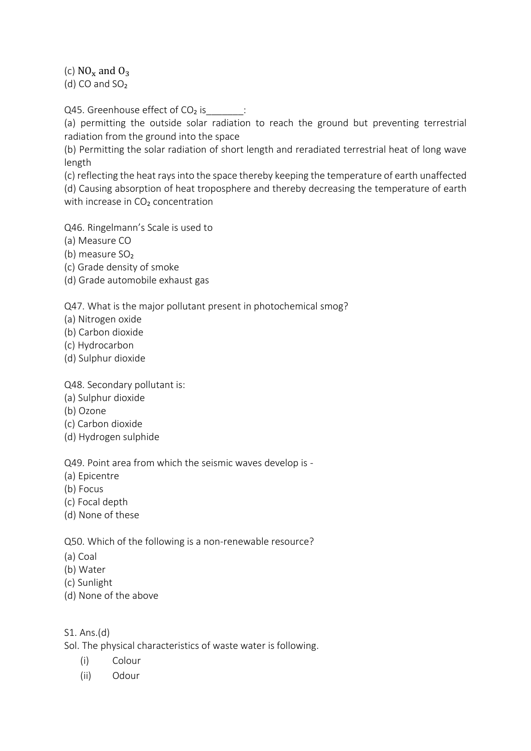(c) $NO_x$ and $O_3$
(d) CO and $SO_2$

Q45. Greenhouse effect of $CO_2$ is_______:
(a) permitting the outside solar radiation to reach the ground but preventing terrestrial radiation from the ground into the space
(b) Permitting the solar radiation of short length and reradiated terrestrial heat of long wave length
(c) reflecting the heat rays into the space thereby keeping the temperature of earth unaffected
(d) Causing absorption of heat troposphere and thereby decreasing the temperature of earth with increase in $CO_2$ concentration

Q46. Ringelmann's Scale is used to
(a) Measure CO
(b) measure $SO_2$
(c) Grade density of smoke
(d) Grade automobile exhaust gas

Q47. What is the major pollutant present in photochemical smog?
(a) Nitrogen oxide
(b) Carbon dioxide
(c) Hydrocarbon
(d) Sulphur dioxide

Q48. Secondary pollutant is:
(a) Sulphur dioxide
(b) Ozone
(c) Carbon dioxide
(d) Hydrogen sulphide

Q49. Point area from which the seismic waves develop is -
(a) Epicentre
(b) Focus
(c) Focal depth
(d) None of these

Q50. Which of the following is a non-renewable resource?
(a) Coal
(b) Water
(c) Sunlight
(d) None of the above

S1. Ans.(d)
Sol. The physical characteristics of waste water is following.
(i) Colour
(ii) Odour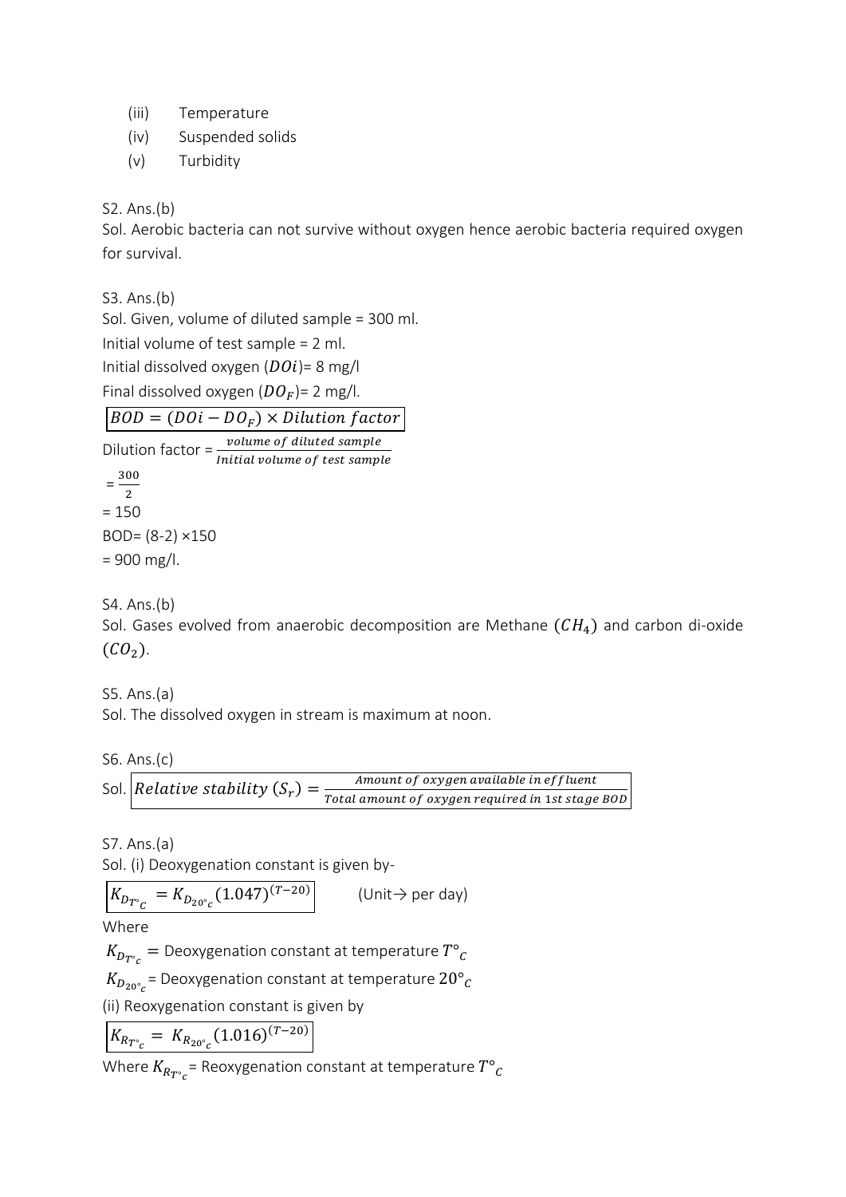(iii) Temperature
(iv) Suspended solids
(v) Turbidity

S2. Ans.(b)
Sol. Aerobic bacteria can not survive without oxygen hence aerobic bacteria required oxygen for survival.

S3. Ans.(b)
Sol. Given, volume of diluted sample = 300 ml.
Initial volume of test sample = 2 ml.
Initial dissolved oxygen ($DOi$)= 8 mg/l
Final dissolved oxygen ($DO_F$)= 2 mg/l.

$$BOD = (DOi - DO_F) \times Dilution\ factor$$

Dilution factor = $\frac{volume\ of\ diluted\ sample}{Initial\ volume\ of\ test\ sample}$

= $\frac{300}{2}$

= 150

BOD= (8-2) ×150

= 900 mg/l.

S4. Ans.(b)
Sol. Gases evolved from anaerobic decomposition are Methane ($CH_4$) and carbon di-oxide ($CO_2$).

S5. Ans.(a)
Sol. The dissolved oxygen in stream is maximum at noon.

S6. Ans.(c)
Sol. $$Relative\ stability\ (S_r) = \frac{Amount\ of\ oxygen\ available\ in\ effluent}{Total\ amount\ of\ oxygen\ required\ in\ 1st\ stage\ BOD}$$

S7. Ans.(a)
Sol. (i) Deoxygenation constant is given by-

$$K_{D_{T^\circ C}} = K_{D_{20^\circ c}} (1.047)^{(T-20)}$$ (Unit→ per day)

Where

$K_{D_{T^\circ c}}$ = Deoxygenation constant at temperature $T°_C$

$K_{D_{20^\circ c}}$ = Deoxygenation constant at temperature $20°_C$

(ii) Reoxygenation constant is given by

$$K_{R_{T^\circ c}} = K_{R_{20^\circ c}} (1.016)^{(T-20)}$$

Where $K_{R_{T^\circ c}}$ = Reoxygenation constant at temperature $T°_C$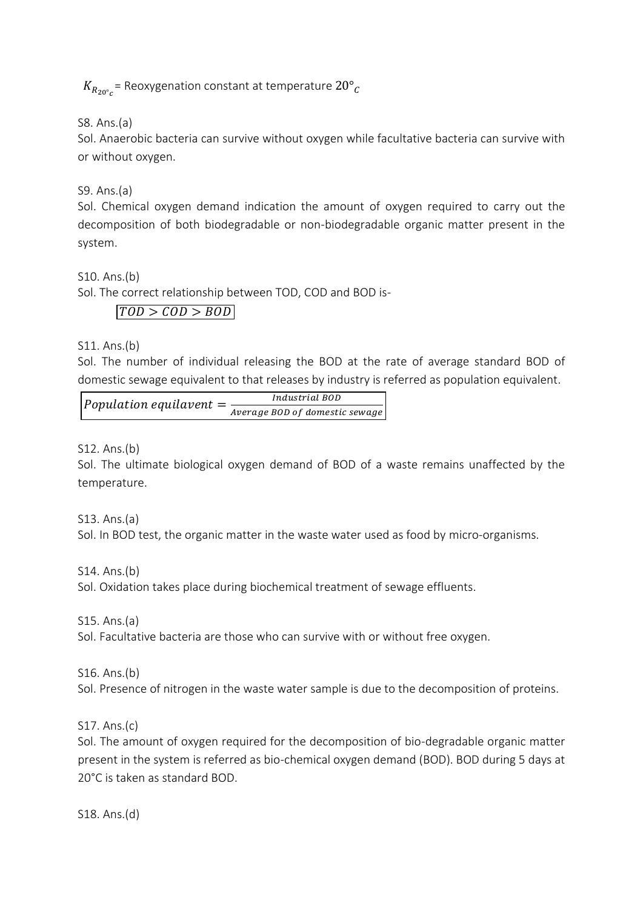$K_{R_{20°c}}$ = Reoxygenation constant at temperature $20°_c$

S8. Ans.(a)

Sol. Anaerobic bacteria can survive without oxygen while facultative bacteria can survive with or without oxygen.

S9. Ans.(a)

Sol. Chemical oxygen demand indication the amount of oxygen required to carry out the decomposition of both biodegradable or non-biodegradable organic matter present in the system.

S10. Ans.(b)

Sol. The correct relationship between TOD, COD and BOD is-

$$\boxed{TOD > COD > BOD}$$

S11. Ans.(b)

Sol. The number of individual releasing the BOD at the rate of average standard BOD of domestic sewage equivalent to that releases by industry is referred as population equivalent.

$$\boxed{Population\ equilavent = \frac{Industrial\ BOD}{Average\ BOD\ of\ domestic\ sewage}}$$

S12. Ans.(b)

Sol. The ultimate biological oxygen demand of BOD of a waste remains unaffected by the temperature.

S13. Ans.(a)

Sol. In BOD test, the organic matter in the waste water used as food by micro-organisms.

S14. Ans.(b)

Sol. Oxidation takes place during biochemical treatment of sewage effluents.

S15. Ans.(a)

Sol. Facultative bacteria are those who can survive with or without free oxygen.

S16. Ans.(b)

Sol. Presence of nitrogen in the waste water sample is due to the decomposition of proteins.

S17. Ans.(c)

Sol. The amount of oxygen required for the decomposition of bio-degradable organic matter present in the system is referred as bio-chemical oxygen demand (BOD). BOD during 5 days at 20°C is taken as standard BOD.

S18. Ans.(d)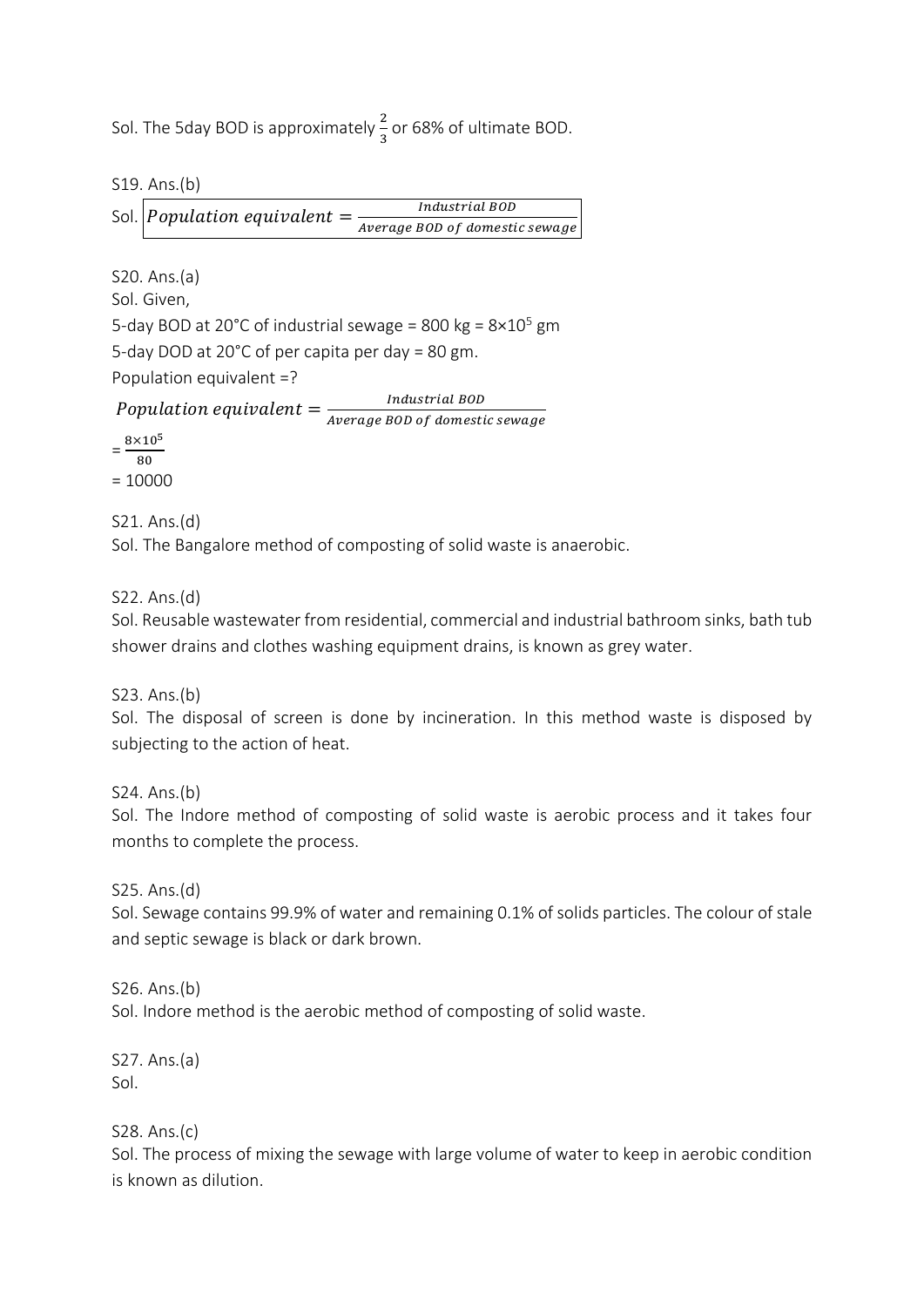Sol. The 5day BOD is approximately $\frac{2}{3}$ or 68% of ultimate BOD.

S19. Ans.(b)

Sol. $\boxed{Population\ equivalent = \frac{Industrial\ BOD}{Average\ BOD\ of\ domestic\ sewage}}$

S20. Ans.(a)

Sol. Given,

5-day BOD at 20°C of industrial sewage = 800 kg = $8 \times 10^5$ gm

5-day DOD at 20°C of per capita per day = 80 gm.

Population equivalent =?

$$Population\ equivalent = \frac{Industrial\ BOD}{Average\ BOD\ of\ domestic\ sewage}$$

$= \frac{8 \times 10^5}{80}$

= 10000

S21. Ans.(d)

Sol. The Bangalore method of composting of solid waste is anaerobic.

S22. Ans.(d)

Sol. Reusable wastewater from residential, commercial and industrial bathroom sinks, bath tub shower drains and clothes washing equipment drains, is known as grey water.

S23. Ans.(b)

Sol. The disposal of screen is done by incineration. In this method waste is disposed by subjecting to the action of heat.

S24. Ans.(b)

Sol. The Indore method of composting of solid waste is aerobic process and it takes four months to complete the process.

S25. Ans.(d)

Sol. Sewage contains 99.9% of water and remaining 0.1% of solids particles. The colour of stale and septic sewage is black or dark brown.

S26. Ans.(b)

Sol. Indore method is the aerobic method of composting of solid waste.

S27. Ans.(a)

Sol.

S28. Ans.(c)

Sol. The process of mixing the sewage with large volume of water to keep in aerobic condition is known as dilution.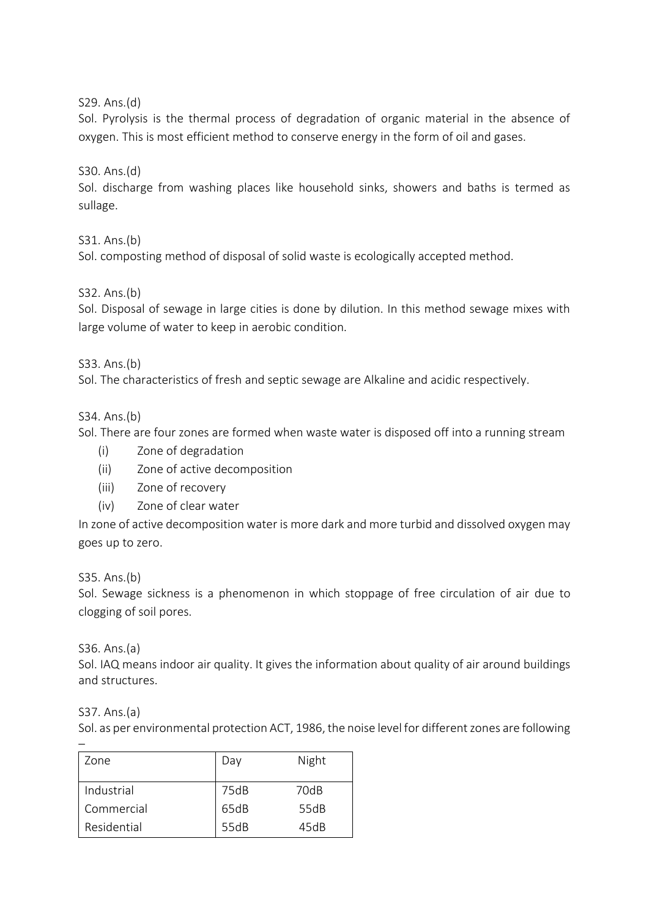S29. Ans.(d)

Sol. Pyrolysis is the thermal process of degradation of organic material in the absence of oxygen. This is most efficient method to conserve energy in the form of oil and gases.

S30. Ans.(d)

Sol. discharge from washing places like household sinks, showers and baths is termed as sullage.

S31. Ans.(b)

Sol. composting method of disposal of solid waste is ecologically accepted method.

S32. Ans.(b)

Sol. Disposal of sewage in large cities is done by dilution. In this method sewage mixes with large volume of water to keep in aerobic condition.

S33. Ans.(b)

Sol. The characteristics of fresh and septic sewage are Alkaline and acidic respectively.

S34. Ans.(b)

Sol. There are four zones are formed when waste water is disposed off into a running stream

(i) Zone of degradation
(ii) Zone of active decomposition
(iii) Zone of recovery
(iv) Zone of clear water

In zone of active decomposition water is more dark and more turbid and dissolved oxygen may goes up to zero.

S35. Ans.(b)

Sol. Sewage sickness is a phenomenon in which stoppage of free circulation of air due to clogging of soil pores.

S36. Ans.(a)

Sol. IAQ means indoor air quality. It gives the information about quality of air around buildings and structures.

S37. Ans.(a)

Sol. as per environmental protection ACT, 1986, the noise level for different zones are following –

| Zone | Day | Night |
|---|---|---|
| Industrial | 75dB | 70dB |
| Commercial | 65dB | 55dB |
| Residential | 55dB | 45dB |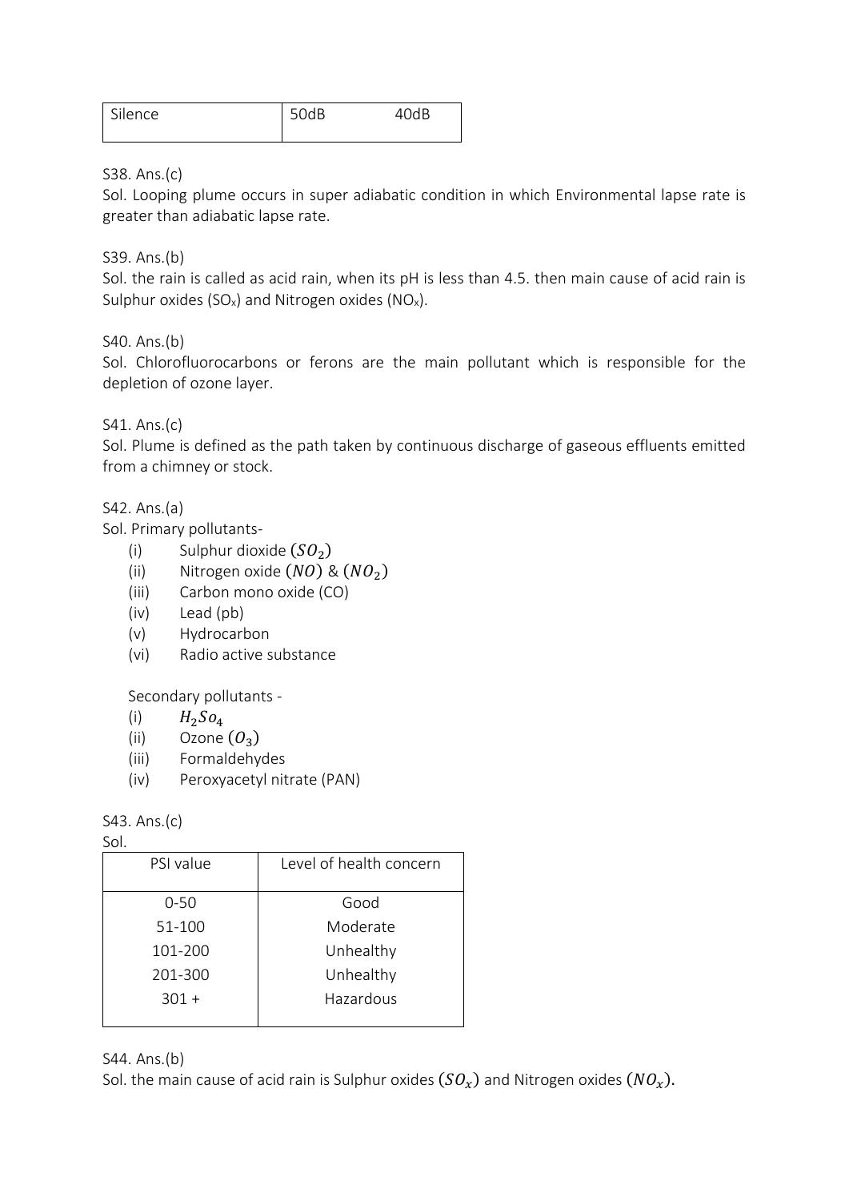| Silence | 50dB | 40dB |
|---|---|---|

S38. Ans.(c)

Sol. Looping plume occurs in super adiabatic condition in which Environmental lapse rate is greater than adiabatic lapse rate.

S39. Ans.(b)

Sol. the rain is called as acid rain, when its pH is less than 4.5. then main cause of acid rain is Sulphur oxides ($SO_x$) and Nitrogen oxides ($NO_x$).

S40. Ans.(b)

Sol. Chlorofluorocarbons or ferons are the main pollutant which is responsible for the depletion of ozone layer.

S41. Ans.(c)

Sol. Plume is defined as the path taken by continuous discharge of gaseous effluents emitted from a chimney or stock.

S42. Ans.(a)

Sol. Primary pollutants-

(i) Sulphur dioxide ($SO_2$)
(ii) Nitrogen oxide ($NO$) & ($NO_2$)
(iii) Carbon mono oxide (CO)
(iv) Lead (pb)
(v) Hydrocarbon
(vi) Radio active substance

Secondary pollutants -

(i) $H_2So_4$
(ii) Ozone ($O_3$)
(iii) Formaldehydes
(iv) Peroxyacetyl nitrate (PAN)

S43. Ans.(c)

Sol.

| PSI value | Level of health concern |
|---|---|
| 0-50 | Good |
| 51-100 | Moderate |
| 101-200 | Unhealthy |
| 201-300 | Unhealthy |
| 301 + | Hazardous |

S44. Ans.(b)

Sol. the main cause of acid rain is Sulphur oxides ($SO_x$) and Nitrogen oxides ($NO_x$).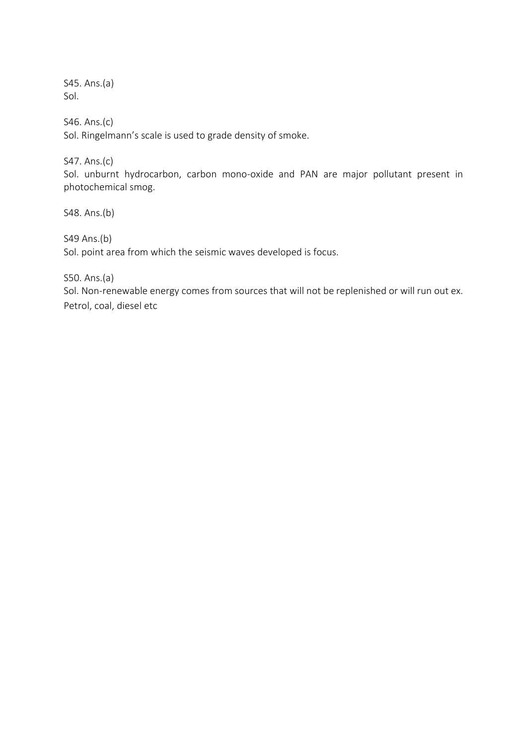S45. Ans.(a)
Sol.

S46. Ans.(c)
Sol. Ringelmann's scale is used to grade density of smoke.

S47. Ans.(c)
Sol. unburnt hydrocarbon, carbon mono-oxide and PAN are major pollutant present in photochemical smog.

S48. Ans.(b)

S49 Ans.(b)
Sol. point area from which the seismic waves developed is focus.

S50. Ans.(a)
Sol. Non-renewable energy comes from sources that will not be replenished or will run out ex. Petrol, coal, diesel etc